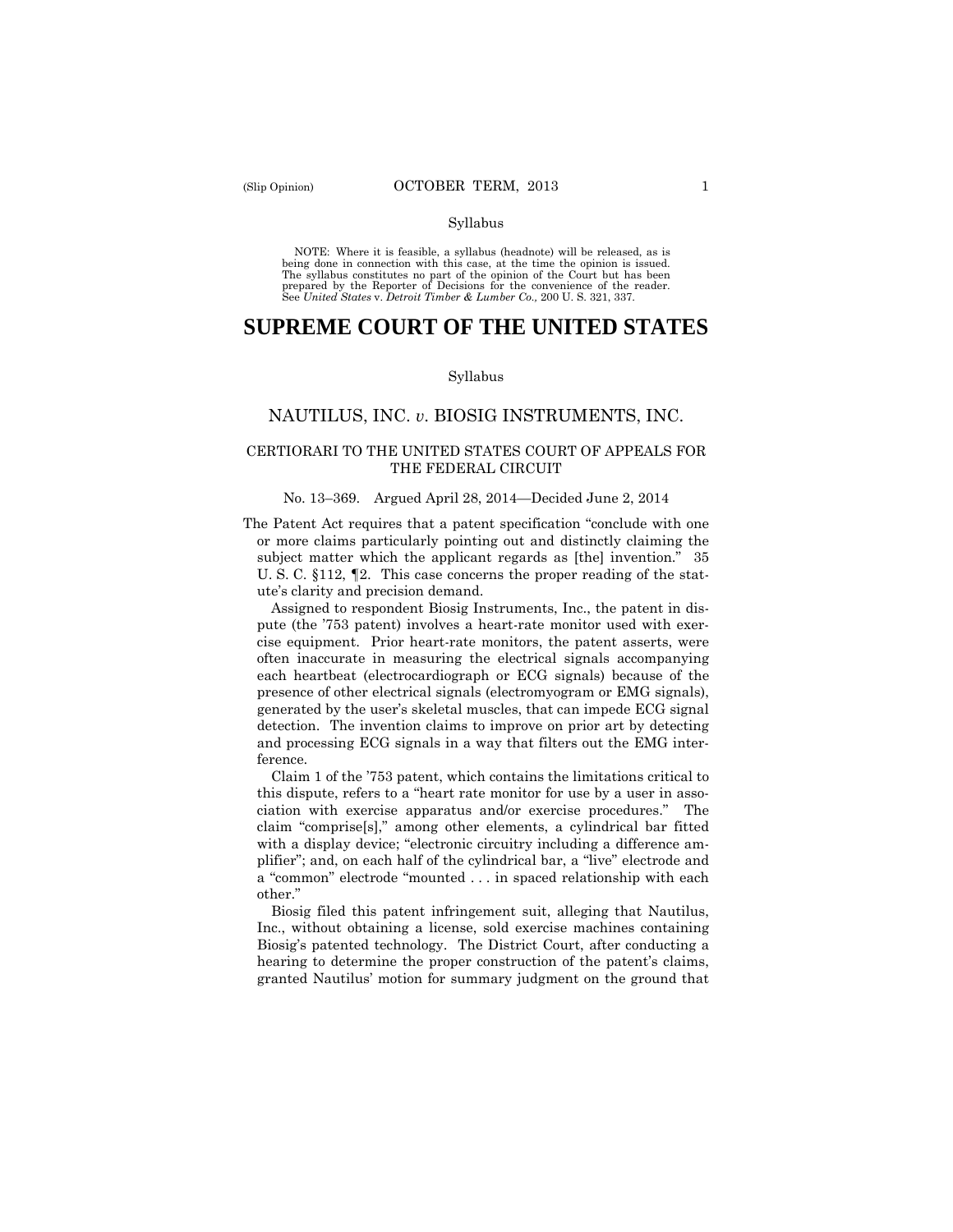Syllabus

NOTE: Where it is feasible, a syllabus (headnote) will be released, as is being done in connection with this case, at the time the opinion is issued. The syllabus constitutes no part of the opinion of the Court but has been prepared by the Reporter of Decisions for the convenience of the reader. See *United States* v. *Detroit Timber & Lumber Co.,* 200 U. S. 321, 337.

# SUPREME COURT OF THE UNITED STATES

Syllabus

## NAUTILUS, INC. *v.* BIOSIG INSTRUMENTS, INC.

### CERTIORARI TO THE UNITED STATES COURT OF APPEALS FOR THE FEDERAL CIRCUIT

No. 13–369. Argued April 28, 2014—Decided June 2, 2014

The Patent Act requires that a patent specification "conclude with one or more claims particularly pointing out and distinctly claiming the subject matter which the applicant regards as [the] invention." 35 U. S. C. §112, ¶2. This case concerns the proper reading of the statute's clarity and precision demand.

Assigned to respondent Biosig Instruments, Inc., the patent in dispute (the '753 patent) involves a heart-rate monitor used with exercise equipment. Prior heart-rate monitors, the patent asserts, were often inaccurate in measuring the electrical signals accompanying each heartbeat (electrocardiograph or ECG signals) because of the presence of other electrical signals (electromyogram or EMG signals), generated by the user's skeletal muscles, that can impede ECG signal detection. The invention claims to improve on prior art by detecting and processing ECG signals in a way that filters out the EMG interference.

Claim 1 of the '753 patent, which contains the limitations critical to this dispute, refers to a "heart rate monitor for use by a user in association with exercise apparatus and/or exercise procedures." The claim "comprise[s]," among other elements, a cylindrical bar fitted with a display device; "electronic circuitry including a difference amplifier"; and, on each half of the cylindrical bar, a "live" electrode and a "common" electrode "mounted . . . in spaced relationship with each other."

Biosig filed this patent infringement suit, alleging that Nautilus, Inc., without obtaining a license, sold exercise machines containing Biosig's patented technology. The District Court, after conducting a hearing to determine the proper construction of the patent's claims, granted Nautilus' motion for summary judgment on the ground that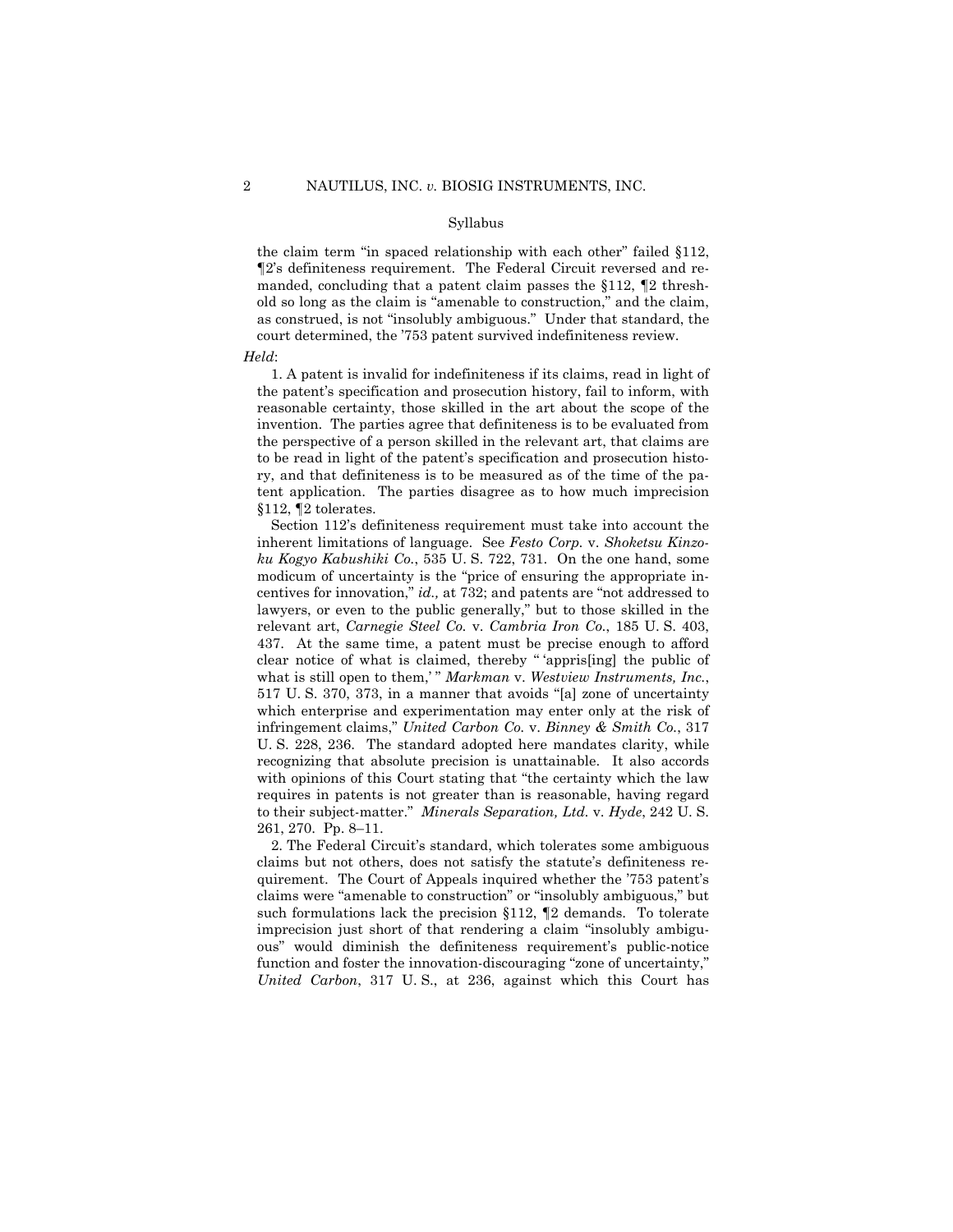## Syllabus

the claim term "in spaced relationship with each other" failed §112, ¶2's definiteness requirement. The Federal Circuit reversed and remanded, concluding that a patent claim passes the §112, ¶2 threshold so long as the claim is "amenable to construction," and the claim, as construed, is not "insolubly ambiguous." Under that standard, the court determined, the '753 patent survived indefiniteness review.

*Held*:

1. A patent is invalid for indefiniteness if its claims, read in light of the patent's specification and prosecution history, fail to inform, with reasonable certainty, those skilled in the art about the scope of the invention. The parties agree that definiteness is to be evaluated from the perspective of a person skilled in the relevant art, that claims are to be read in light of the patent's specification and prosecution history, and that definiteness is to be measured as of the time of the patent application. The parties disagree as to how much imprecision §112, ¶2 tolerates.

Section 112's definiteness requirement must take into account the inherent limitations of language. See *Festo Corp.* v. *Shoketsu Kinzoku Kogyo Kabushiki Co.*, 535 U. S. 722, 731. On the one hand, some modicum of uncertainty is the "price of ensuring the appropriate incentives for innovation," *id.,* at 732; and patents are "not addressed to lawyers, or even to the public generally," but to those skilled in the relevant art, *Carnegie Steel Co.* v. *Cambria Iron Co.*, 185 U. S. 403, 437. At the same time, a patent must be precise enough to afford clear notice of what is claimed, thereby " 'appris[ing] the public of what is still open to them,' " *Markman* v. *Westview Instruments, Inc.*, 517 U. S. 370, 373, in a manner that avoids "[a] zone of uncertainty which enterprise and experimentation may enter only at the risk of infringement claims," *United Carbon Co.* v. *Binney & Smith Co.*, 317 U. S. 228, 236. The standard adopted here mandates clarity, while recognizing that absolute precision is unattainable. It also accords with opinions of this Court stating that "the certainty which the law requires in patents is not greater than is reasonable, having regard to their subject-matter." *Minerals Separation, Ltd.* v. *Hyde*, 242 U. S. 261, 270. Pp. 8–11.

2. The Federal Circuit's standard, which tolerates some ambiguous claims but not others, does not satisfy the statute's definiteness requirement. The Court of Appeals inquired whether the '753 patent's claims were "amenable to construction" or "insolubly ambiguous," but such formulations lack the precision §112, ¶2 demands. To tolerate imprecision just short of that rendering a claim "insolubly ambiguous" would diminish the definiteness requirement's public-notice function and foster the innovation-discouraging "zone of uncertainty," *United Carbon*, 317 U. S., at 236, against which this Court has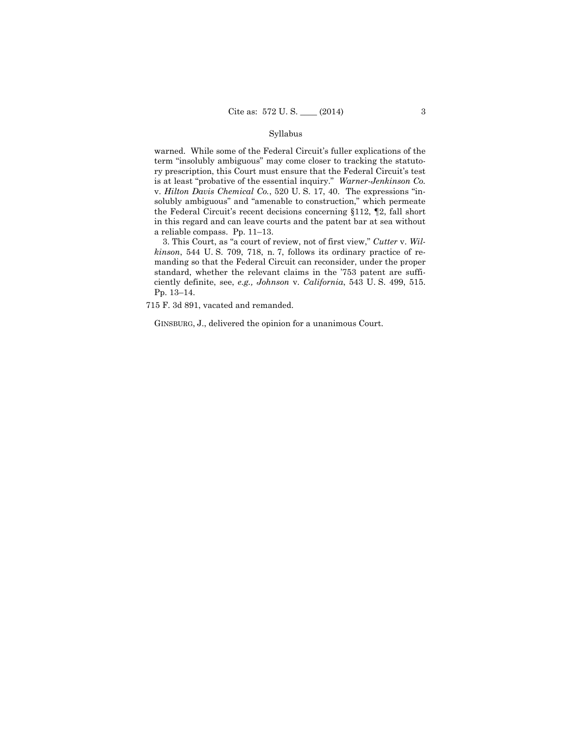warned. While some of the Federal Circuit's fuller explications of the term "insolubly ambiguous" may come closer to tracking the statutory prescription, this Court must ensure that the Federal Circuit's test is at least "probative of the essential inquiry." *Warner-Jenkinson Co.* v. *Hilton Davis Chemical Co.*, 520 U. S. 17, 40. The expressions "insolubly ambiguous" and "amenable to construction," which permeate the Federal Circuit's recent decisions concerning §112, ¶2, fall short in this regard and can leave courts and the patent bar at sea without a reliable compass. Pp. 11–13.

3. This Court, as "a court of review, not of first view," *Cutter* v. *Wilkinson*, 544 U. S. 709, 718, n. 7, follows its ordinary practice of remanding so that the Federal Circuit can reconsider, under the proper standard, whether the relevant claims in the '753 patent are sufficiently definite, see, *e.g., Johnson* v. *California*, 543 U. S. 499, 515. Pp. 13–14.

715 F. 3d 891, vacated and remanded.

GINSBURG, J., delivered the opinion for a unanimous Court.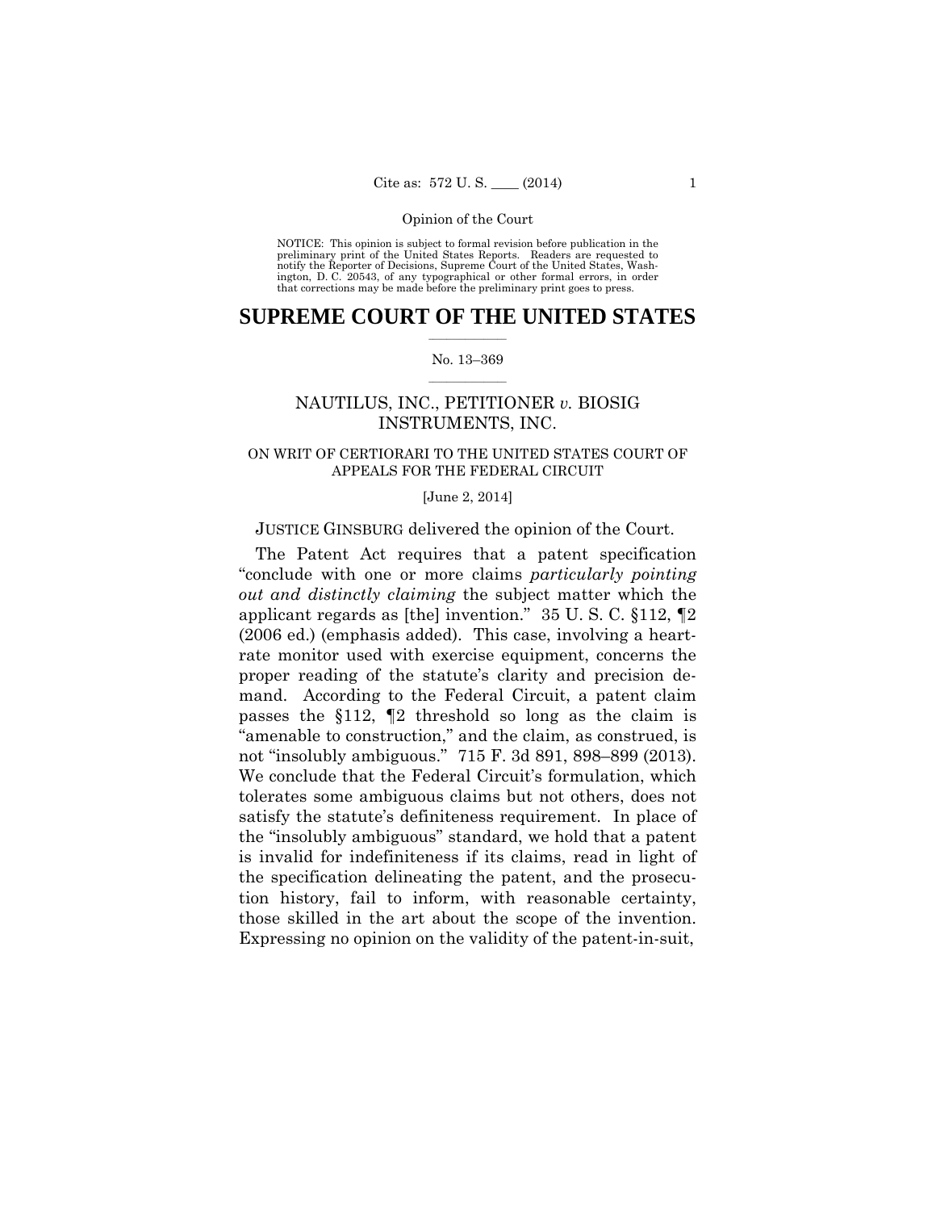NOTICE: This opinion is subject to formal revision before publication in the preliminary print of the United States Reports. Readers are requested to notify the Reporter of Decisions, Supreme Court of the United States, Washington, D. C. 20543, of any typographical or other formal errors, in order that corrections may be made before the preliminary print goes to press.

# SUPREME COURT OF THE UNITED STATES

No. 13–369

## NAUTILUS, INC., PETITIONER *v.* BIOSIG INSTRUMENTS, INC.

### ON WRIT OF CERTIORARI TO THE UNITED STATES COURT OF APPEALS FOR THE FEDERAL CIRCUIT

[June 2, 2014]

JUSTICE GINSBURG delivered the opinion of the Court.

The Patent Act requires that a patent specification "conclude with one or more claims *particularly pointing out and distinctly claiming* the subject matter which the applicant regards as [the] invention." 35 U. S. C. §112, ¶2 (2006 ed.) (emphasis added). This case, involving a heart-rate monitor used with exercise equipment, concerns the proper reading of the statute's clarity and precision demand. According to the Federal Circuit, a patent claim passes the §112, ¶2 threshold so long as the claim is "amenable to construction," and the claim, as construed, is not "insolubly ambiguous." 715 F. 3d 891, 898–899 (2013). We conclude that the Federal Circuit's formulation, which tolerates some ambiguous claims but not others, does not satisfy the statute's definiteness requirement. In place of the "insolubly ambiguous" standard, we hold that a patent is invalid for indefiniteness if its claims, read in light of the specification delineating the patent, and the prosecution history, fail to inform, with reasonable certainty, those skilled in the art about the scope of the invention. Expressing no opinion on the validity of the patent-in-suit,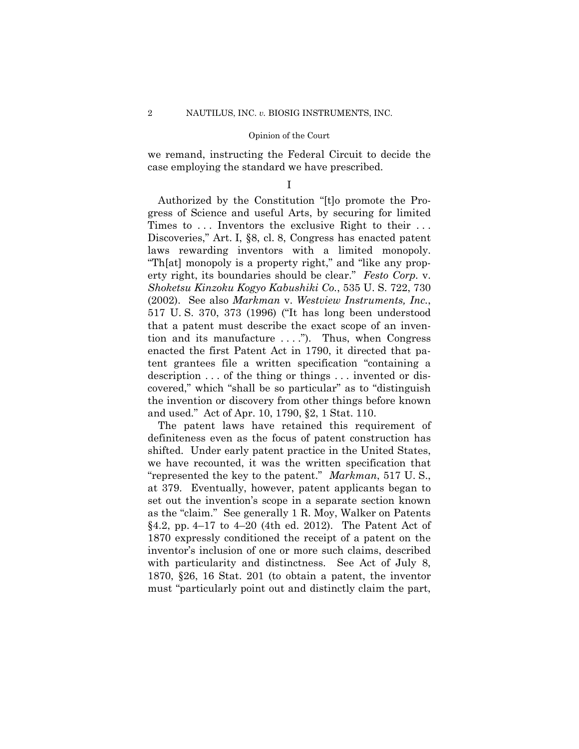we remand, instructing the Federal Circuit to decide the case employing the standard we have prescribed.

I

Authorized by the Constitution "[t]o promote the Progress of Science and useful Arts, by securing for limited Times to . . . Inventors the exclusive Right to their . . . Discoveries," Art. I, §8, cl. 8, Congress has enacted patent laws rewarding inventors with a limited monopoly. "Th[at] monopoly is a property right," and "like any property right, its boundaries should be clear." *Festo Corp.* v. *Shoketsu Kinzoku Kogyo Kabushiki Co.*, 535 U. S. 722, 730 (2002). See also *Markman* v. *Westview Instruments, Inc.*, 517 U. S. 370, 373 (1996) ("It has long been understood that a patent must describe the exact scope of an invention and its manufacture . . . ."). Thus, when Congress enacted the first Patent Act in 1790, it directed that patent grantees file a written specification "containing a description . . . of the thing or things . . . invented or discovered," which "shall be so particular" as to "distinguish the invention or discovery from other things before known and used." Act of Apr. 10, 1790, §2, 1 Stat. 110.

The patent laws have retained this requirement of definiteness even as the focus of patent construction has shifted. Under early patent practice in the United States, we have recounted, it was the written specification that "represented the key to the patent." *Markman*, 517 U. S., at 379. Eventually, however, patent applicants began to set out the invention's scope in a separate section known as the "claim." See generally 1 R. Moy, Walker on Patents §4.2, pp. 4–17 to 4–20 (4th ed. 2012). The Patent Act of 1870 expressly conditioned the receipt of a patent on the inventor's inclusion of one or more such claims, described with particularity and distinctness. See Act of July 8, 1870, §26, 16 Stat. 201 (to obtain a patent, the inventor must "particularly point out and distinctly claim the part,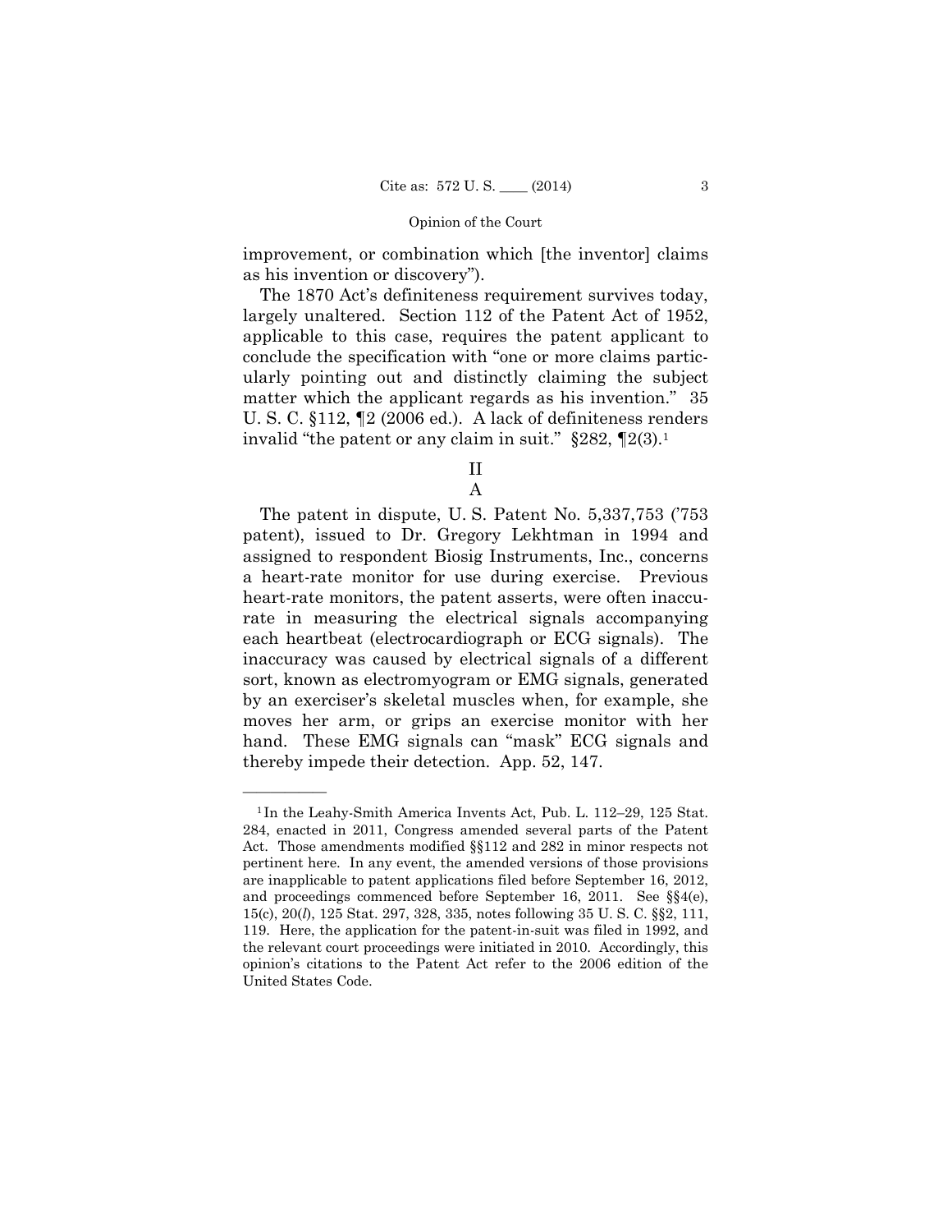improvement, or combination which [the inventor] claims as his invention or discovery").

The 1870 Act's definiteness requirement survives today, largely unaltered. Section 112 of the Patent Act of 1952, applicable to this case, requires the patent applicant to conclude the specification with "one or more claims particularly pointing out and distinctly claiming the subject matter which the applicant regards as his invention." 35 U. S. C. §112, ¶2 (2006 ed.). A lack of definiteness renders invalid "the patent or any claim in suit." §282, ¶2(3).[1]

## II

### A

The patent in dispute, U. S. Patent No. 5,337,753 ('753 patent), issued to Dr. Gregory Lekhtman in 1994 and assigned to respondent Biosig Instruments, Inc., concerns a heart-rate monitor for use during exercise. Previous heart-rate monitors, the patent asserts, were often inaccurate in measuring the electrical signals accompanying each heartbeat (electrocardiograph or ECG signals). The inaccuracy was caused by electrical signals of a different sort, known as electromyogram or EMG signals, generated by an exerciser's skeletal muscles when, for example, she moves her arm, or grips an exercise monitor with her hand. These EMG signals can "mask" ECG signals and thereby impede their detection. App. 52, 147.

---

[1] In the Leahy-Smith America Invents Act, Pub. L. 112–29, 125 Stat. 284, enacted in 2011, Congress amended several parts of the Patent Act. Those amendments modified §§112 and 282 in minor respects not pertinent here. In any event, the amended versions of those provisions are inapplicable to patent applications filed before September 16, 2012, and proceedings commenced before September 16, 2011. See §§4(e), 15(c), 20(*l*), 125 Stat. 297, 328, 335, notes following 35 U. S. C. §§2, 111, 119. Here, the application for the patent-in-suit was filed in 1992, and the relevant court proceedings were initiated in 2010. Accordingly, this opinion's citations to the Patent Act refer to the 2006 edition of the United States Code.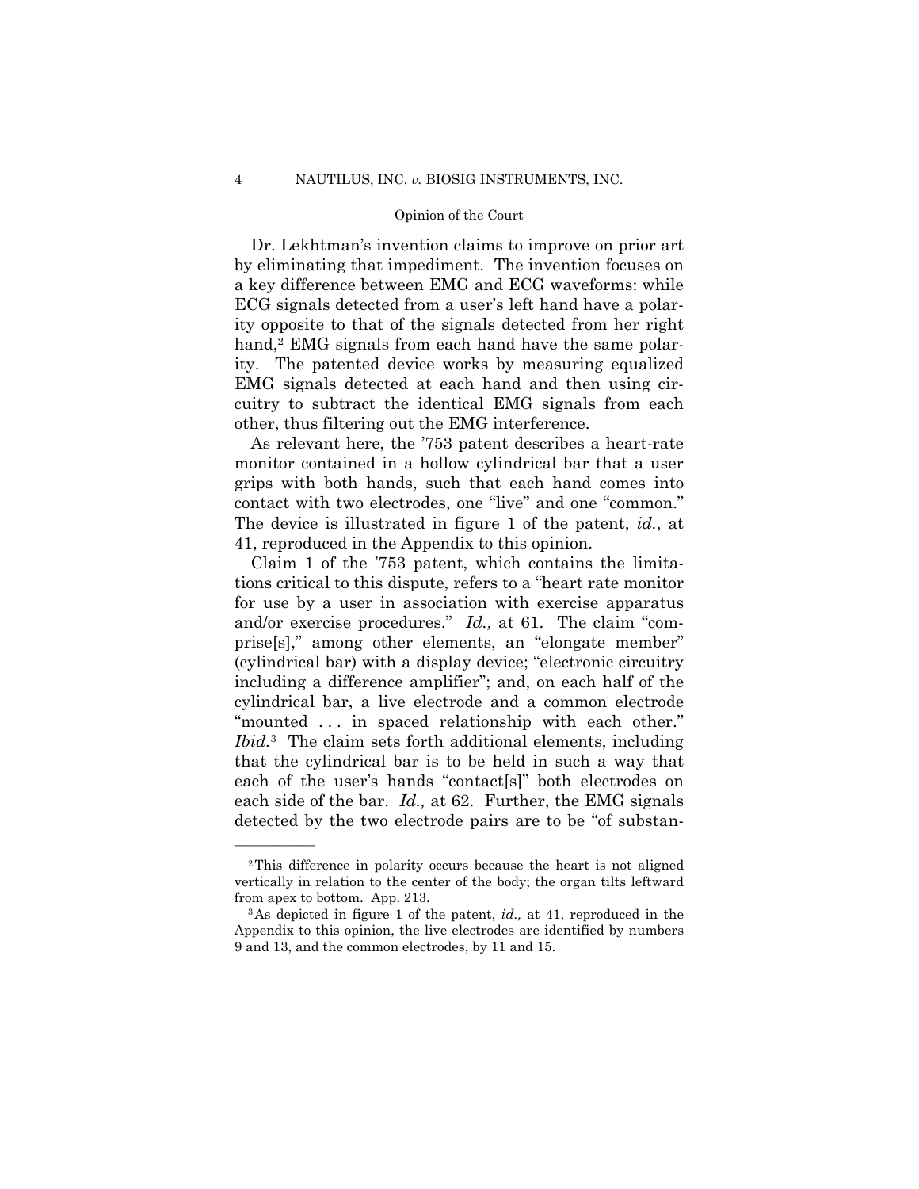Dr. Lekhtman's invention claims to improve on prior art by eliminating that impediment. The invention focuses on a key difference between EMG and ECG waveforms: while ECG signals detected from a user's left hand have a polarity opposite to that of the signals detected from her right hand,[2] EMG signals from each hand have the same polarity. The patented device works by measuring equalized EMG signals detected at each hand and then using circuitry to subtract the identical EMG signals from each other, thus filtering out the EMG interference.

As relevant here, the '753 patent describes a heart-rate monitor contained in a hollow cylindrical bar that a user grips with both hands, such that each hand comes into contact with two electrodes, one "live" and one "common." The device is illustrated in figure 1 of the patent, *id.*, at 41, reproduced in the Appendix to this opinion.

Claim 1 of the '753 patent, which contains the limitations critical to this dispute, refers to a "heart rate monitor for use by a user in association with exercise apparatus and/or exercise procedures." *Id.,* at 61. The claim "comprise[s]," among other elements, an "elongate member" (cylindrical bar) with a display device; "electronic circuitry including a difference amplifier"; and, on each half of the cylindrical bar, a live electrode and a common electrode "mounted . . . in spaced relationship with each other." *Ibid.*[3] The claim sets forth additional elements, including that the cylindrical bar is to be held in such a way that each of the user's hands "contact[s]" both electrodes on each side of the bar. *Id.,* at 62. Further, the EMG signals detected by the two electrode pairs are to be "of substan-

---

[2] This difference in polarity occurs because the heart is not aligned vertically in relation to the center of the body; the organ tilts leftward from apex to bottom. App. 213.

[3] As depicted in figure 1 of the patent, *id.,* at 41, reproduced in the Appendix to this opinion, the live electrodes are identified by numbers 9 and 13, and the common electrodes, by 11 and 15.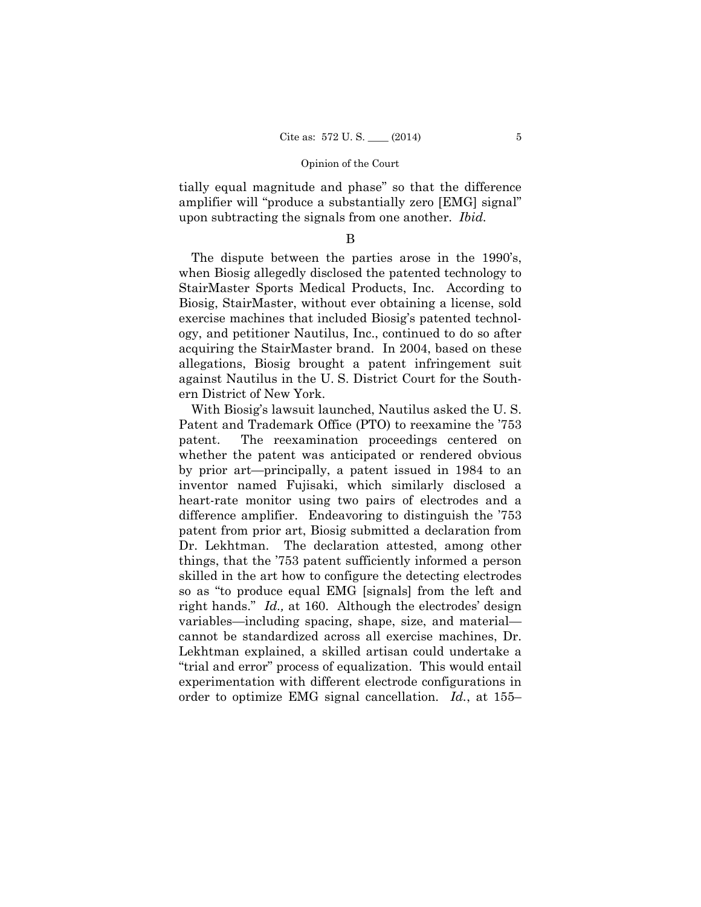tially equal magnitude and phase" so that the difference amplifier will "produce a substantially zero [EMG] signal" upon subtracting the signals from one another. *Ibid.*

B

The dispute between the parties arose in the 1990's, when Biosig allegedly disclosed the patented technology to StairMaster Sports Medical Products, Inc. According to Biosig, StairMaster, without ever obtaining a license, sold exercise machines that included Biosig's patented technology, and petitioner Nautilus, Inc., continued to do so after acquiring the StairMaster brand. In 2004, based on these allegations, Biosig brought a patent infringement suit against Nautilus in the U. S. District Court for the Southern District of New York.

With Biosig's lawsuit launched, Nautilus asked the U. S. Patent and Trademark Office (PTO) to reexamine the '753 patent. The reexamination proceedings centered on whether the patent was anticipated or rendered obvious by prior art—principally, a patent issued in 1984 to an inventor named Fujisaki, which similarly disclosed a heart-rate monitor using two pairs of electrodes and a difference amplifier. Endeavoring to distinguish the '753 patent from prior art, Biosig submitted a declaration from Dr. Lekhtman. The declaration attested, among other things, that the '753 patent sufficiently informed a person skilled in the art how to configure the detecting electrodes so as "to produce equal EMG [signals] from the left and right hands." *Id.,* at 160. Although the electrodes' design variables—including spacing, shape, size, and material—cannot be standardized across all exercise machines, Dr. Lekhtman explained, a skilled artisan could undertake a "trial and error" process of equalization. This would entail experimentation with different electrode configurations in order to optimize EMG signal cancellation. *Id.*, at 155–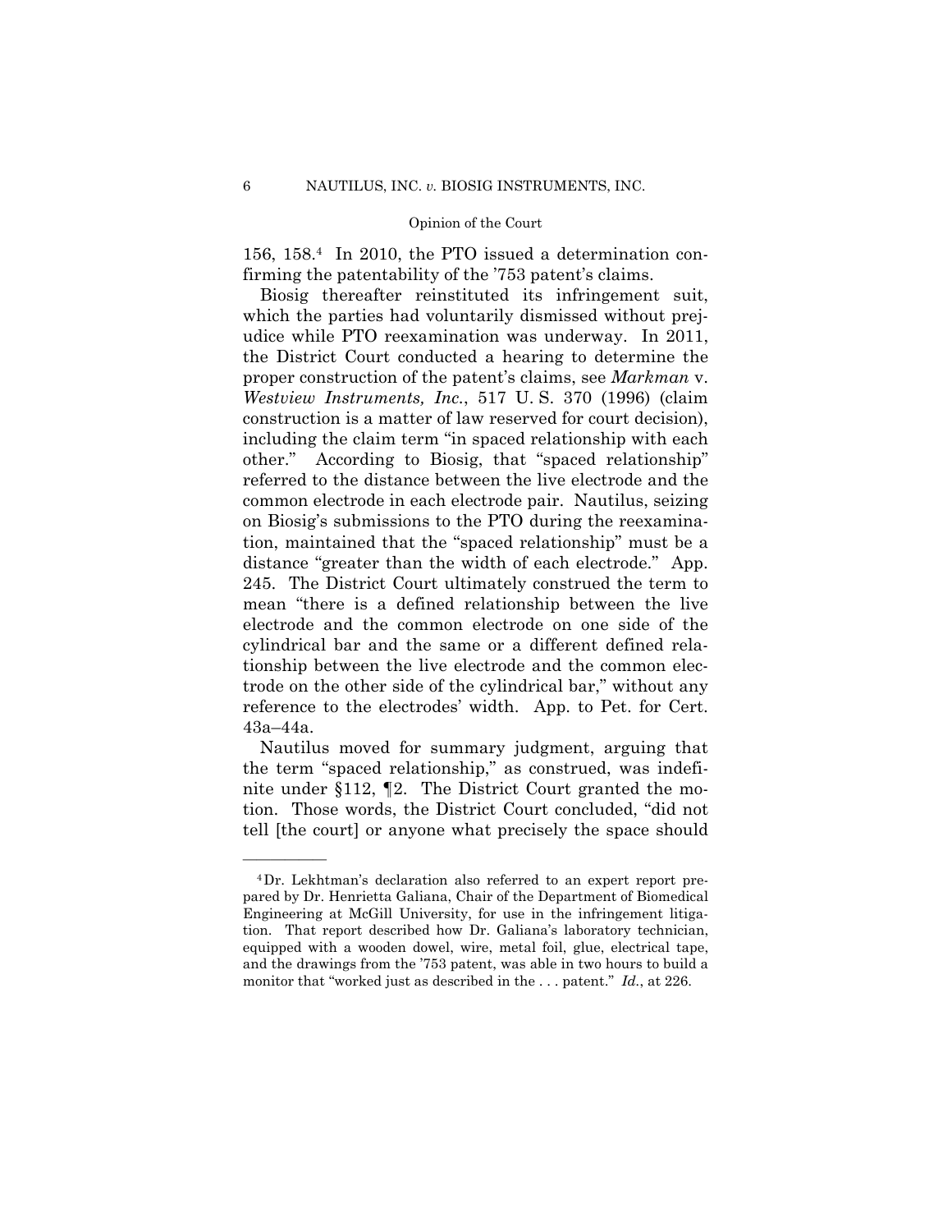156, 158.[4] In 2010, the PTO issued a determination confirming the patentability of the '753 patent's claims.

Biosig thereafter reinstituted its infringement suit, which the parties had voluntarily dismissed without prejudice while PTO reexamination was underway. In 2011, the District Court conducted a hearing to determine the proper construction of the patent's claims, see *Markman* v. *Westview Instruments, Inc.*, 517 U. S. 370 (1996) (claim construction is a matter of law reserved for court decision), including the claim term "in spaced relationship with each other." According to Biosig, that "spaced relationship" referred to the distance between the live electrode and the common electrode in each electrode pair. Nautilus, seizing on Biosig's submissions to the PTO during the reexamination, maintained that the "spaced relationship" must be a distance "greater than the width of each electrode." App. 245. The District Court ultimately construed the term to mean "there is a defined relationship between the live electrode and the common electrode on one side of the cylindrical bar and the same or a different defined relationship between the live electrode and the common electrode on the other side of the cylindrical bar," without any reference to the electrodes' width. App. to Pet. for Cert. 43a–44a.

Nautilus moved for summary judgment, arguing that the term "spaced relationship," as construed, was indefinite under §112, ¶2. The District Court granted the motion. Those words, the District Court concluded, "did not tell [the court] or anyone what precisely the space should

---

[4] Dr. Lekhtman's declaration also referred to an expert report prepared by Dr. Henrietta Galiana, Chair of the Department of Biomedical Engineering at McGill University, for use in the infringement litigation. That report described how Dr. Galiana's laboratory technician, equipped with a wooden dowel, wire, metal foil, glue, electrical tape, and the drawings from the '753 patent, was able in two hours to build a monitor that "worked just as described in the . . . patent." *Id.*, at 226.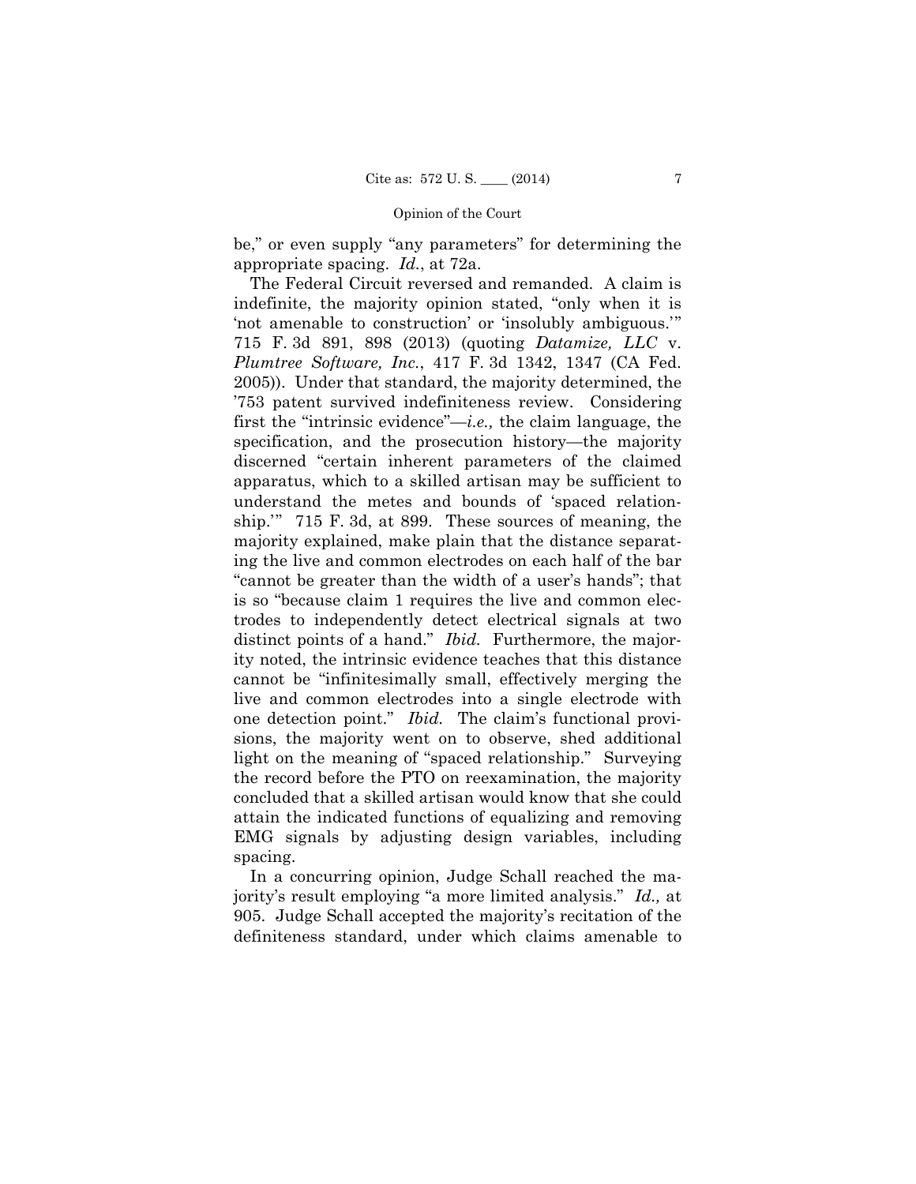be," or even supply "any parameters" for determining the appropriate spacing. *Id.*, at 72a.

The Federal Circuit reversed and remanded. A claim is indefinite, the majority opinion stated, "only when it is 'not amenable to construction' or 'insolubly ambiguous.'" 715 F. 3d 891, 898 (2013) (quoting *Datamize, LLC* v. *Plumtree Software, Inc.*, 417 F. 3d 1342, 1347 (CA Fed. 2005)). Under that standard, the majority determined, the '753 patent survived indefiniteness review. Considering first the "intrinsic evidence"—*i.e.,* the claim language, the specification, and the prosecution history—the majority discerned "certain inherent parameters of the claimed apparatus, which to a skilled artisan may be sufficient to understand the metes and bounds of 'spaced relationship.'" 715 F. 3d, at 899. These sources of meaning, the majority explained, make plain that the distance separating the live and common electrodes on each half of the bar "cannot be greater than the width of a user's hands"; that is so "because claim 1 requires the live and common electrodes to independently detect electrical signals at two distinct points of a hand." *Ibid.* Furthermore, the majority noted, the intrinsic evidence teaches that this distance cannot be "infinitesimally small, effectively merging the live and common electrodes into a single electrode with one detection point." *Ibid.* The claim's functional provisions, the majority went on to observe, shed additional light on the meaning of "spaced relationship." Surveying the record before the PTO on reexamination, the majority concluded that a skilled artisan would know that she could attain the indicated functions of equalizing and removing EMG signals by adjusting design variables, including spacing.

In a concurring opinion, Judge Schall reached the majority's result employing "a more limited analysis." *Id.,* at 905. Judge Schall accepted the majority's recitation of the definiteness standard, under which claims amenable to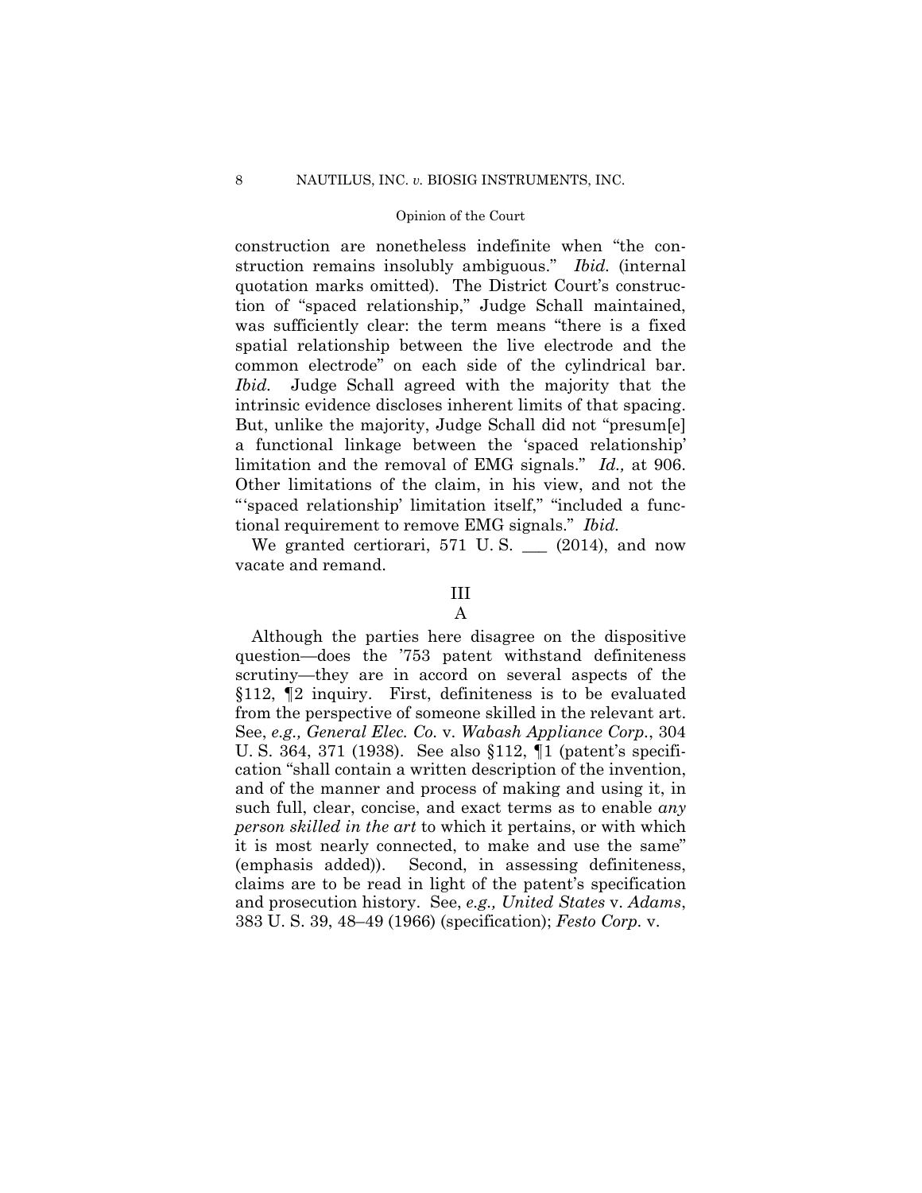construction are nonetheless indefinite when "the construction remains insolubly ambiguous." *Ibid.* (internal quotation marks omitted). The District Court's construction of "spaced relationship," Judge Schall maintained, was sufficiently clear: the term means "there is a fixed spatial relationship between the live electrode and the common electrode" on each side of the cylindrical bar. *Ibid.* Judge Schall agreed with the majority that the intrinsic evidence discloses inherent limits of that spacing. But, unlike the majority, Judge Schall did not "presum[e] a functional linkage between the 'spaced relationship' limitation and the removal of EMG signals." *Id.,* at 906. Other limitations of the claim, in his view, and not the "'spaced relationship' limitation itself," "included a functional requirement to remove EMG signals." *Ibid.*

We granted certiorari, 571 U. S. ___ (2014), and now vacate and remand.

## III

### A

Although the parties here disagree on the dispositive question—does the '753 patent withstand definiteness scrutiny—they are in accord on several aspects of the §112, ¶2 inquiry. First, definiteness is to be evaluated from the perspective of someone skilled in the relevant art. See, *e.g., General Elec. Co.* v. *Wabash Appliance Corp.*, 304 U. S. 364, 371 (1938). See also §112, ¶1 (patent's specification "shall contain a written description of the invention, and of the manner and process of making and using it, in such full, clear, concise, and exact terms as to enable *any person skilled in the art* to which it pertains, or with which it is most nearly connected, to make and use the same" (emphasis added)). Second, in assessing definiteness, claims are to be read in light of the patent's specification and prosecution history. See, *e.g., United States* v. *Adams*, 383 U. S. 39, 48–49 (1966) (specification); *Festo Corp.* v.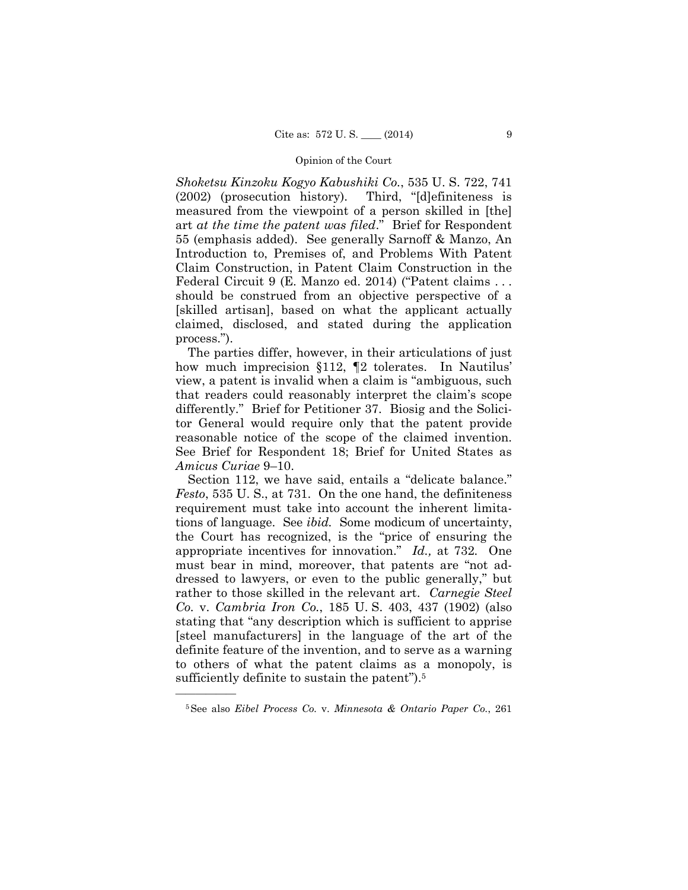*Shoketsu Kinzoku Kogyo Kabushiki Co.*, 535 U. S. 722, 741 (2002) (prosecution history). Third, "[d]efiniteness is measured from the viewpoint of a person skilled in [the] art *at the time the patent was filed*." Brief for Respondent 55 (emphasis added). See generally Sarnoff & Manzo, An Introduction to, Premises of, and Problems With Patent Claim Construction, in Patent Claim Construction in the Federal Circuit 9 (E. Manzo ed. 2014) ("Patent claims . . . should be construed from an objective perspective of a [skilled artisan], based on what the applicant actually claimed, disclosed, and stated during the application process.").

The parties differ, however, in their articulations of just how much imprecision §112, ¶2 tolerates. In Nautilus' view, a patent is invalid when a claim is "ambiguous, such that readers could reasonably interpret the claim's scope differently." Brief for Petitioner 37. Biosig and the Solicitor General would require only that the patent provide reasonable notice of the scope of the claimed invention. See Brief for Respondent 18; Brief for United States as *Amicus Curiae* 9–10.

Section 112, we have said, entails a "delicate balance." *Festo*, 535 U. S., at 731. On the one hand, the definiteness requirement must take into account the inherent limitations of language. See *ibid.* Some modicum of uncertainty, the Court has recognized, is the "price of ensuring the appropriate incentives for innovation." *Id.,* at 732. One must bear in mind, moreover, that patents are "not addressed to lawyers, or even to the public generally," but rather to those skilled in the relevant art. *Carnegie Steel Co.* v. *Cambria Iron Co.*, 185 U. S. 403, 437 (1902) (also stating that "any description which is sufficient to apprise [steel manufacturers] in the language of the art of the definite feature of the invention, and to serve as a warning to others of what the patent claims as a monopoly, is sufficiently definite to sustain the patent").[5]

---

[5] See also *Eibel Process Co.* v. *Minnesota & Ontario Paper Co.*, 261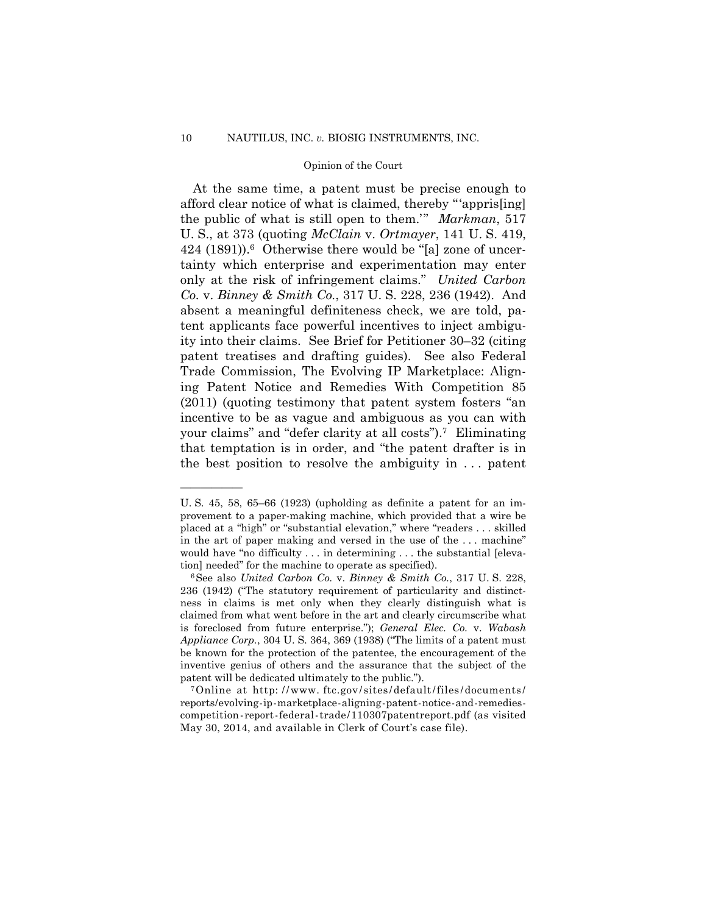At the same time, a patent must be precise enough to afford clear notice of what is claimed, thereby "'appris[ing] the public of what is still open to them.'" *Markman*, 517 U. S., at 373 (quoting *McClain* v. *Ortmayer*, 141 U. S. 419, 424 (1891)).[6] Otherwise there would be "[a] zone of uncertainty which enterprise and experimentation may enter only at the risk of infringement claims." *United Carbon Co.* v. *Binney & Smith Co.*, 317 U. S. 228, 236 (1942). And absent a meaningful definiteness check, we are told, patent applicants face powerful incentives to inject ambiguity into their claims. See Brief for Petitioner 30–32 (citing patent treatises and drafting guides). See also Federal Trade Commission, The Evolving IP Marketplace: Aligning Patent Notice and Remedies With Competition 85 (2011) (quoting testimony that patent system fosters "an incentive to be as vague and ambiguous as you can with your claims" and "defer clarity at all costs").[7] Eliminating that temptation is in order, and "the patent drafter is in the best position to resolve the ambiguity in . . . patent

---

U. S. 45, 58, 65–66 (1923) (upholding as definite a patent for an improvement to a paper-making machine, which provided that a wire be placed at a "high" or "substantial elevation," where "readers . . . skilled in the art of paper making and versed in the use of the . . . machine" would have "no difficulty . . . in determining . . . the substantial [elevation] needed" for the machine to operate as specified).

[6] See also *United Carbon Co.* v. *Binney & Smith Co.*, 317 U. S. 228, 236 (1942) ("The statutory requirement of particularity and distinctness in claims is met only when they clearly distinguish what is claimed from what went before in the art and clearly circumscribe what is foreclosed from future enterprise."); *General Elec. Co.* v. *Wabash Appliance Corp.*, 304 U. S. 364, 369 (1938) ("The limits of a patent must be known for the protection of the patentee, the encouragement of the inventive genius of others and the assurance that the subject of the patent will be dedicated ultimately to the public.").

[7] Online at http://www.ftc.gov/sites/default/files/documents/reports/evolving-ip-marketplace-aligning-patent-notice-and-remedies-competition-report-federal-trade/110307patentreport.pdf (as visited May 30, 2014, and available in Clerk of Court's case file).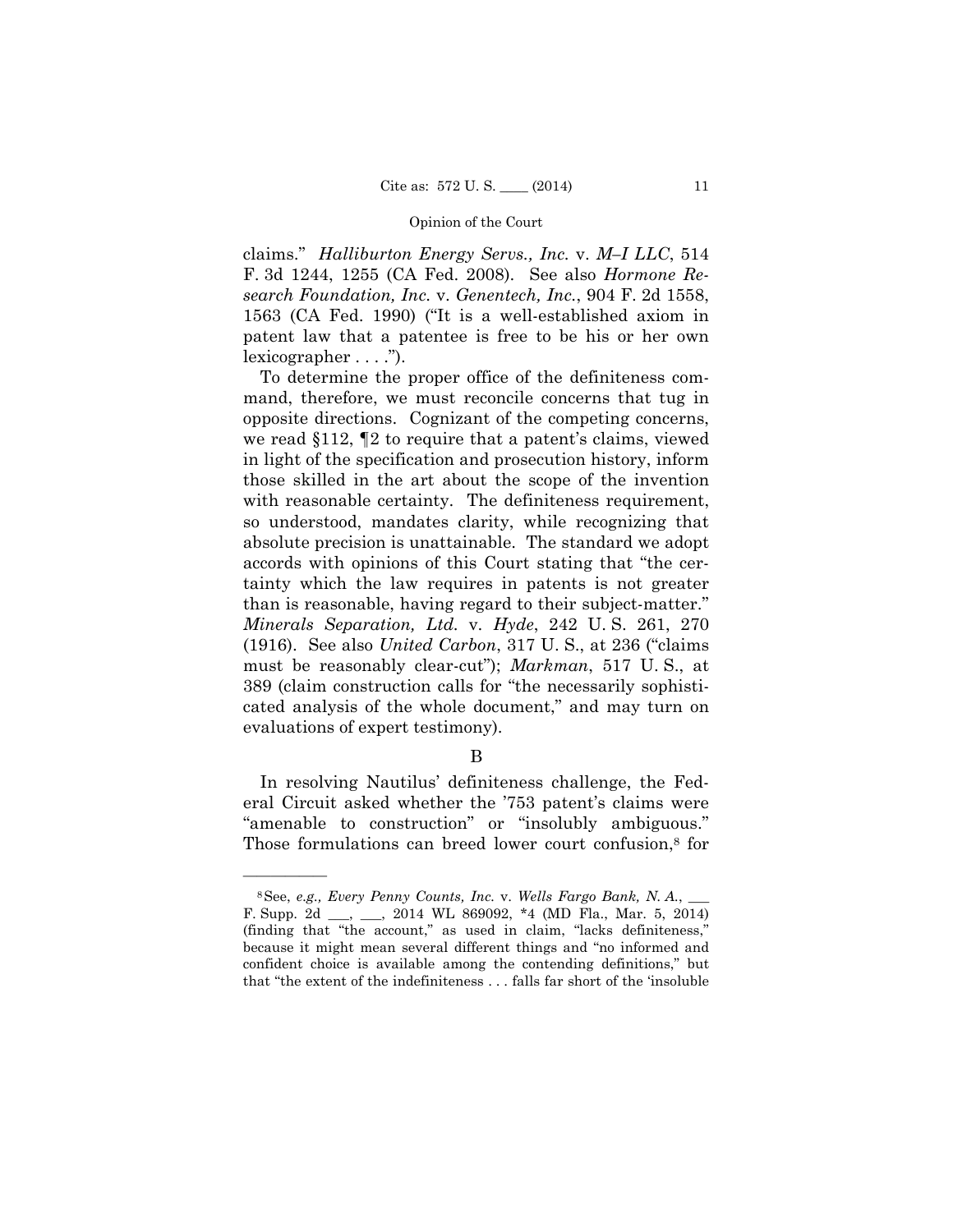claims." *Halliburton Energy Servs., Inc.* v. *M–I LLC*, 514 F. 3d 1244, 1255 (CA Fed. 2008). See also *Hormone Research Foundation, Inc.* v. *Genentech, Inc.*, 904 F. 2d 1558, 1563 (CA Fed. 1990) ("It is a well-established axiom in patent law that a patentee is free to be his or her own lexicographer . . . .").

To determine the proper office of the definiteness command, therefore, we must reconcile concerns that tug in opposite directions. Cognizant of the competing concerns, we read §112, ¶2 to require that a patent's claims, viewed in light of the specification and prosecution history, inform those skilled in the art about the scope of the invention with reasonable certainty. The definiteness requirement, so understood, mandates clarity, while recognizing that absolute precision is unattainable. The standard we adopt accords with opinions of this Court stating that "the certainty which the law requires in patents is not greater than is reasonable, having regard to their subject-matter." *Minerals Separation, Ltd.* v. *Hyde*, 242 U. S. 261, 270 (1916). See also *United Carbon*, 317 U. S., at 236 ("claims must be reasonably clear-cut"); *Markman*, 517 U. S., at 389 (claim construction calls for "the necessarily sophisticated analysis of the whole document," and may turn on evaluations of expert testimony).

### B

In resolving Nautilus' definiteness challenge, the Federal Circuit asked whether the '753 patent's claims were "amenable to construction" or "insolubly ambiguous." Those formulations can breed lower court confusion,[8] for

---

[8] See, *e.g., Every Penny Counts, Inc.* v. *Wells Fargo Bank, N. A.*, ___ F. Supp. 2d ___, ___, 2014 WL 869092, *4 (MD Fla., Mar. 5, 2014) (finding that "the account," as used in claim, "lacks definiteness," because it might mean several different things and "no informed and confident choice is available among the contending definitions," but that "the extent of the indefiniteness . . . falls far short of the 'insoluble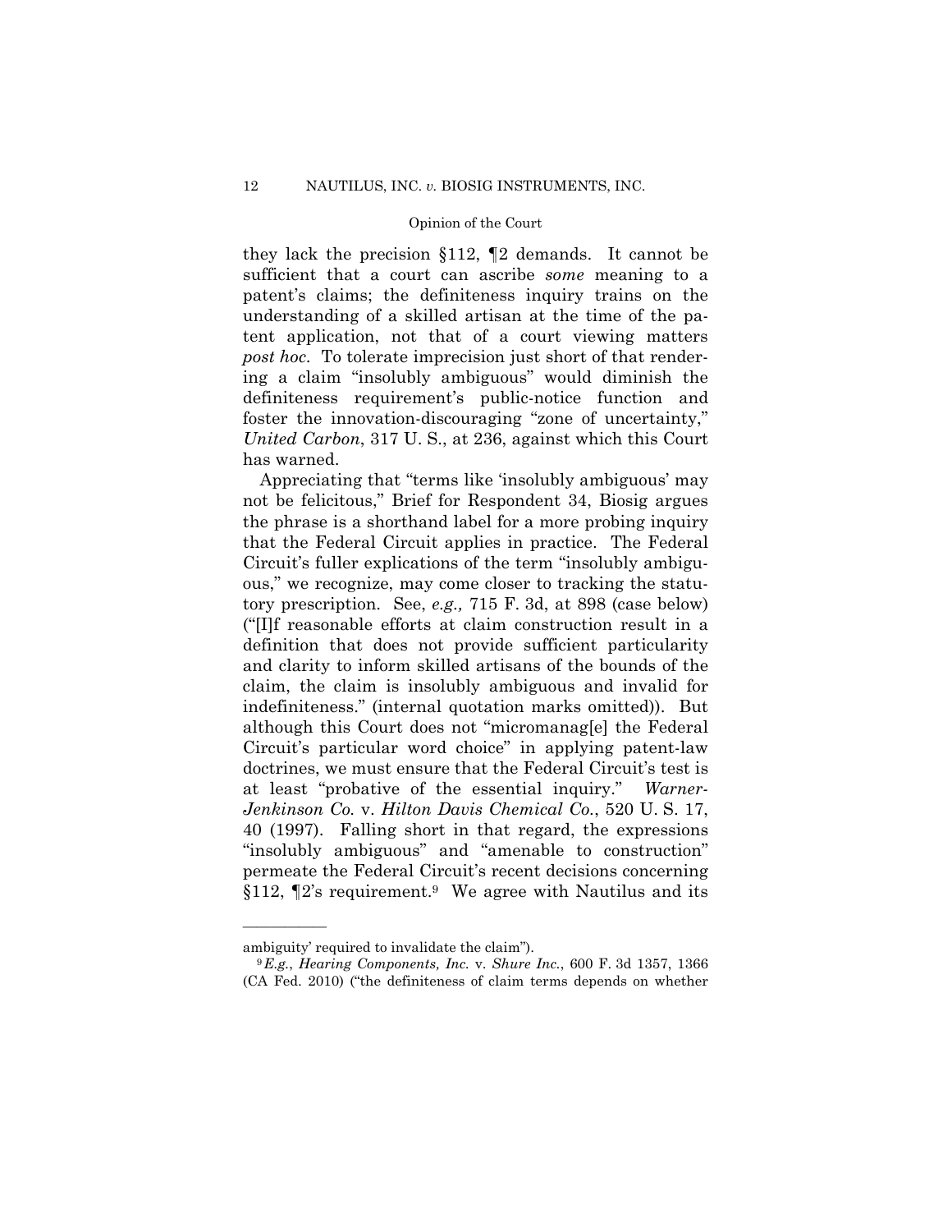they lack the precision §112, ¶2 demands. It cannot be sufficient that a court can ascribe *some* meaning to a patent's claims; the definiteness inquiry trains on the understanding of a skilled artisan at the time of the patent application, not that of a court viewing matters *post hoc*. To tolerate imprecision just short of that rendering a claim "insolubly ambiguous" would diminish the definiteness requirement's public-notice function and foster the innovation-discouraging "zone of uncertainty," *United Carbon*, 317 U. S., at 236, against which this Court has warned.

Appreciating that "terms like 'insolubly ambiguous' may not be felicitous," Brief for Respondent 34, Biosig argues the phrase is a shorthand label for a more probing inquiry that the Federal Circuit applies in practice. The Federal Circuit's fuller explications of the term "insolubly ambiguous," we recognize, may come closer to tracking the statutory prescription. See, *e.g.,* 715 F. 3d, at 898 (case below) ("[I]f reasonable efforts at claim construction result in a definition that does not provide sufficient particularity and clarity to inform skilled artisans of the bounds of the claim, the claim is insolubly ambiguous and invalid for indefiniteness." (internal quotation marks omitted)). But although this Court does not "micromanag[e] the Federal Circuit's particular word choice" in applying patent-law doctrines, we must ensure that the Federal Circuit's test is at least "probative of the essential inquiry." *Warner-Jenkinson Co.* v. *Hilton Davis Chemical Co.*, 520 U. S. 17, 40 (1997). Falling short in that regard, the expressions "insolubly ambiguous" and "amenable to construction" permeate the Federal Circuit's recent decisions concerning §112, ¶2's requirement.[9] We agree with Nautilus and its

---

ambiguity' required to invalidate the claim").

[9] *E.g.*, *Hearing Components, Inc.* v. *Shure Inc.*, 600 F. 3d 1357, 1366 (CA Fed. 2010) ("the definiteness of claim terms depends on whether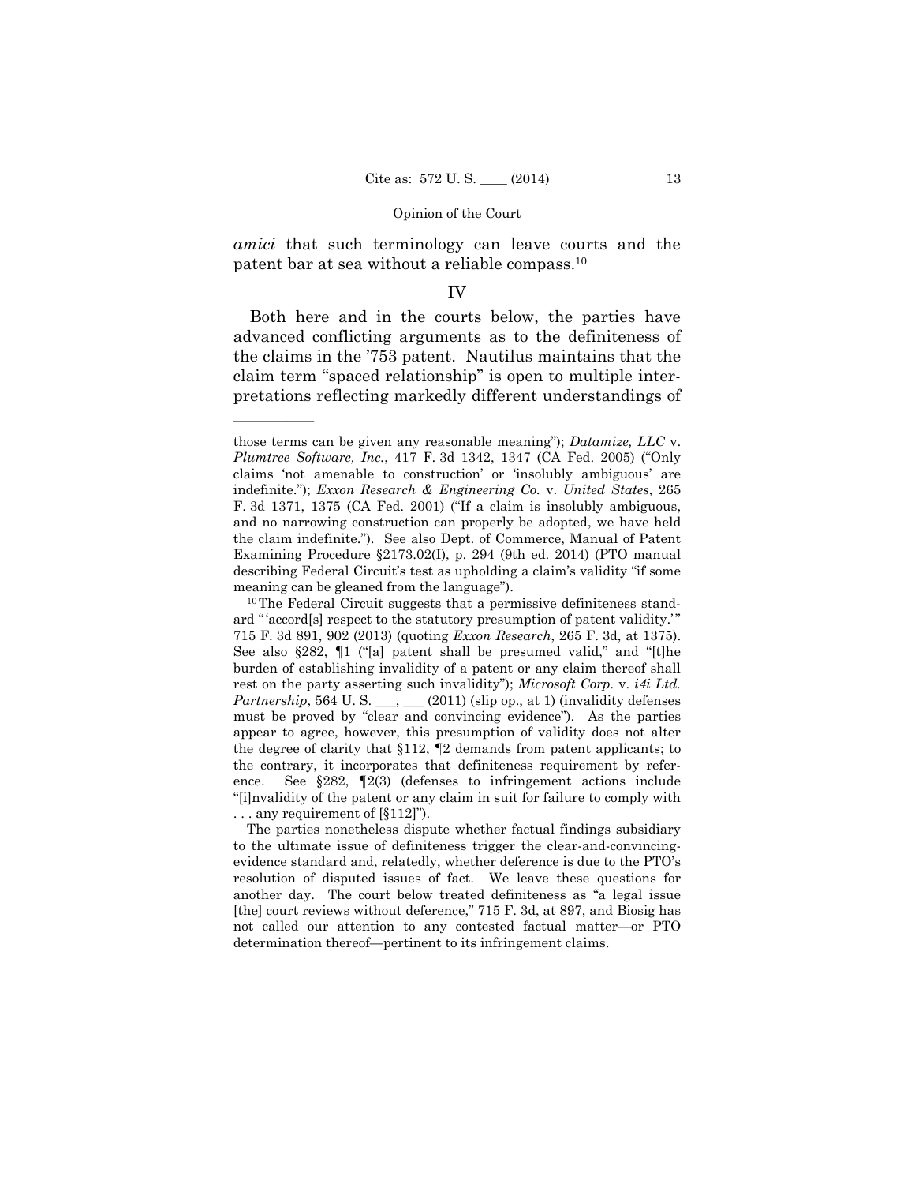*amici* that such terminology can leave courts and the patent bar at sea without a reliable compass.[10]

## IV

Both here and in the courts below, the parties have advanced conflicting arguments as to the definiteness of the claims in the '753 patent. Nautilus maintains that the claim term "spaced relationship" is open to multiple interpretations reflecting markedly different understandings of

---

those terms can be given any reasonable meaning"); *Datamize, LLC* v. *Plumtree Software, Inc.*, 417 F. 3d 1342, 1347 (CA Fed. 2005) ("Only claims 'not amenable to construction' or 'insolubly ambiguous' are indefinite."); *Exxon Research & Engineering Co.* v. *United States*, 265 F. 3d 1371, 1375 (CA Fed. 2001) ("If a claim is insolubly ambiguous, and no narrowing construction can properly be adopted, we have held the claim indefinite."). See also Dept. of Commerce, Manual of Patent Examining Procedure §2173.02(I), p. 294 (9th ed. 2014) (PTO manual describing Federal Circuit's test as upholding a claim's validity "if some meaning can be gleaned from the language").

[10] The Federal Circuit suggests that a permissive definiteness standard "'accord[s] respect to the statutory presumption of patent validity.'" 715 F. 3d 891, 902 (2013) (quoting *Exxon Research*, 265 F. 3d, at 1375). See also §282, ¶1 ("[a] patent shall be presumed valid," and "[t]he burden of establishing invalidity of a patent or any claim thereof shall rest on the party asserting such invalidity"); *Microsoft Corp.* v. *i4i Ltd. Partnership*, 564 U. S. ___, ___ (2011) (slip op., at 1) (invalidity defenses must be proved by "clear and convincing evidence"). As the parties appear to agree, however, this presumption of validity does not alter the degree of clarity that §112, ¶2 demands from patent applicants; to the contrary, it incorporates that definiteness requirement by reference. See §282, ¶2(3) (defenses to infringement actions include "[i]nvalidity of the patent or any claim in suit for failure to comply with . . . any requirement of [§112]").

The parties nonetheless dispute whether factual findings subsidiary to the ultimate issue of definiteness trigger the clear-and-convincing-evidence standard and, relatedly, whether deference is due to the PTO's resolution of disputed issues of fact. We leave these questions for another day. The court below treated definiteness as "a legal issue [the] court reviews without deference," 715 F. 3d, at 897, and Biosig has not called our attention to any contested factual matter—or PTO determination thereof—pertinent to its infringement claims.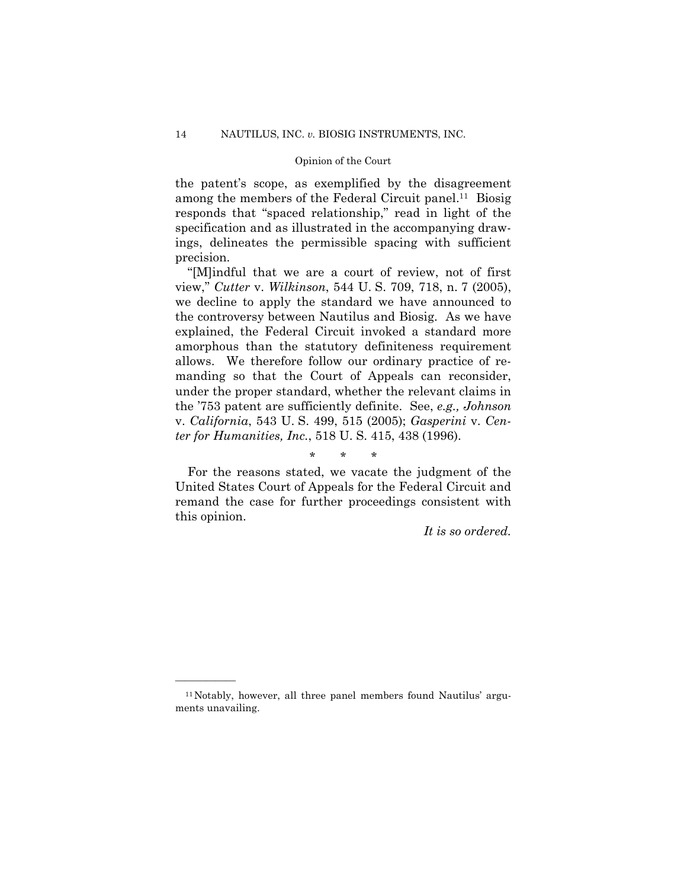the patent's scope, as exemplified by the disagreement among the members of the Federal Circuit panel.[11] Biosig responds that "spaced relationship," read in light of the specification and as illustrated in the accompanying drawings, delineates the permissible spacing with sufficient precision.

"[M]indful that we are a court of review, not of first view," *Cutter* v. *Wilkinson*, 544 U. S. 709, 718, n. 7 (2005), we decline to apply the standard we have announced to the controversy between Nautilus and Biosig. As we have explained, the Federal Circuit invoked a standard more amorphous than the statutory definiteness requirement allows. We therefore follow our ordinary practice of remanding so that the Court of Appeals can reconsider, under the proper standard, whether the relevant claims in the '753 patent are sufficiently definite. See, *e.g., Johnson* v. *California*, 543 U. S. 499, 515 (2005); *Gasperini* v. *Center for Humanities, Inc.*, 518 U. S. 415, 438 (1996).

\* \* \*

For the reasons stated, we vacate the judgment of the United States Court of Appeals for the Federal Circuit and remand the case for further proceedings consistent with this opinion.

*It is so ordered.*

---

[11] Notably, however, all three panel members found Nautilus' arguments unavailing.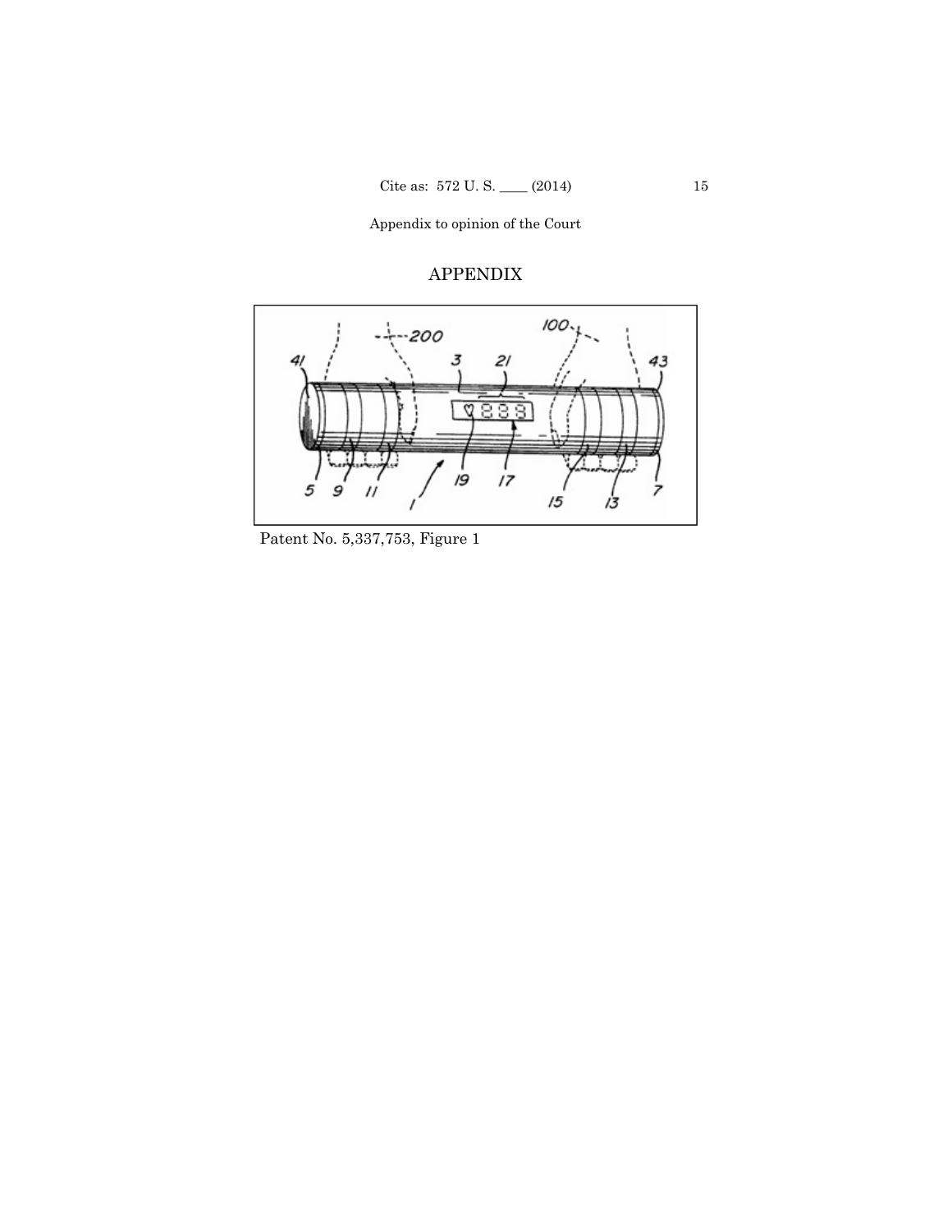Appendix to opinion of the Court

# APPENDIX

41
200
3
21
100
43
5
9
11
1
19
17
15
13
7

Patent No. 5,337,753, Figure 1